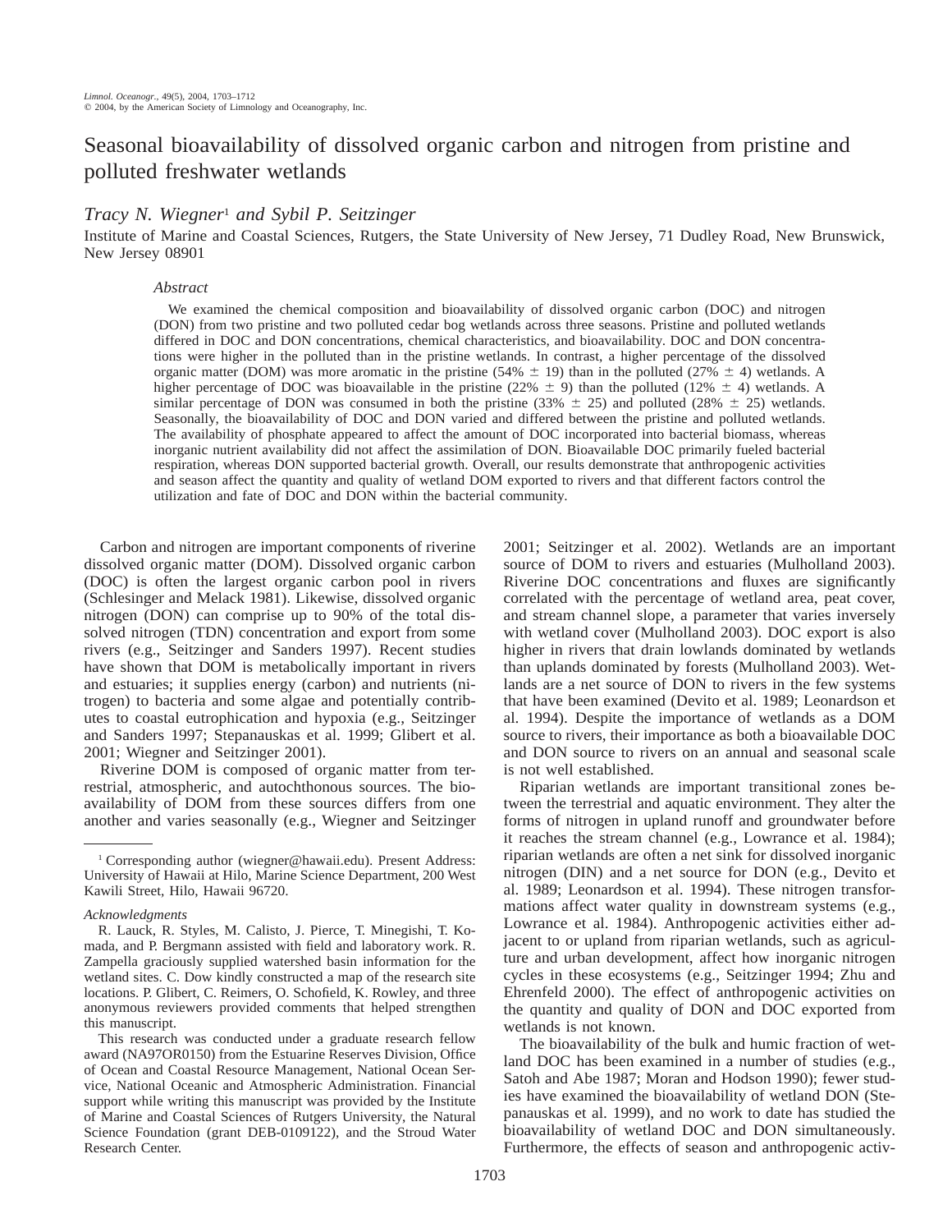# Seasonal bioavailability of dissolved organic carbon and nitrogen from pristine and polluted freshwater wetlands

*Tracy N. Wiegner*[1] *and Sybil P. Seitzinger*

Institute of Marine and Coastal Sciences, Rutgers, the State University of New Jersey, 71 Dudley Road, New Brunswick, New Jersey 08901

## *Abstract*

We examined the chemical composition and bioavailability of dissolved organic carbon (DOC) and nitrogen (DON) from two pristine and two polluted cedar bog wetlands across three seasons. Pristine and polluted wetlands differed in DOC and DON concentrations, chemical characteristics, and bioavailability. DOC and DON concentrations were higher in the polluted than in the pristine wetlands. In contrast, a higher percentage of the dissolved organic matter (DOM) was more aromatic in the pristine (54% ± 19) than in the polluted (27% ± 4) wetlands. A higher percentage of DOC was bioavailable in the pristine (22% ± 9) than the polluted (12% ± 4) wetlands. A similar percentage of DON was consumed in both the pristine (33% ± 25) and polluted (28% ± 25) wetlands. Seasonally, the bioavailability of DOC and DON varied and differed between the pristine and polluted wetlands. The availability of phosphate appeared to affect the amount of DOC incorporated into bacterial biomass, whereas inorganic nutrient availability did not affect the assimilation of DON. Bioavailable DOC primarily fueled bacterial respiration, whereas DON supported bacterial growth. Overall, our results demonstrate that anthropogenic activities and season affect the quantity and quality of wetland DOM exported to rivers and that different factors control the utilization and fate of DOC and DON within the bacterial community.

Carbon and nitrogen are important components of riverine dissolved organic matter (DOM). Dissolved organic carbon (DOC) is often the largest organic carbon pool in rivers (Schlesinger and Melack 1981). Likewise, dissolved organic nitrogen (DON) can comprise up to 90% of the total dissolved nitrogen (TDN) concentration and export from some rivers (e.g., Seitzinger and Sanders 1997). Recent studies have shown that DOM is metabolically important in rivers and estuaries; it supplies energy (carbon) and nutrients (nitrogen) to bacteria and some algae and potentially contributes to coastal eutrophication and hypoxia (e.g., Seitzinger and Sanders 1997; Stepanauskas et al. 1999; Glibert et al. 2001; Wiegner and Seitzinger 2001).

Riverine DOM is composed of organic matter from terrestrial, atmospheric, and autochthonous sources. The bioavailability of DOM from these sources differs from one another and varies seasonally (e.g., Wiegner and Seitzinger 2001; Seitzinger et al. 2002). Wetlands are an important source of DOM to rivers and estuaries (Mulholland 2003). Riverine DOC concentrations and fluxes are significantly correlated with the percentage of wetland area, peat cover, and stream channel slope, a parameter that varies inversely with wetland cover (Mulholland 2003). DOC export is also higher in rivers that drain lowlands dominated by wetlands than uplands dominated by forests (Mulholland 2003). Wetlands are a net source of DON to rivers in the few systems that have been examined (Devito et al. 1989; Leonardson et al. 1994). Despite the importance of wetlands as a DOM source to rivers, their importance as both a bioavailable DOC and DON source to rivers on an annual and seasonal scale is not well established.

Riparian wetlands are important transitional zones between the terrestrial and aquatic environment. They alter the forms of nitrogen in upland runoff and groundwater before it reaches the stream channel (e.g., Lowrance et al. 1984); riparian wetlands are often a net sink for dissolved inorganic nitrogen (DIN) and a net source for DON (e.g., Devito et al. 1989; Leonardson et al. 1994). These nitrogen transformations affect water quality in downstream systems (e.g., Lowrance et al. 1984). Anthropogenic activities either adjacent to or upland from riparian wetlands, such as agriculture and urban development, affect how inorganic nitrogen cycles in these ecosystems (e.g., Seitzinger 1994; Zhu and Ehrenfeld 2000). The effect of anthropogenic activities on the quantity and quality of DON and DOC exported from wetlands is not known.

The bioavailability of the bulk and humic fraction of wetland DOC has been examined in a number of studies (e.g., Satoh and Abe 1987; Moran and Hodson 1990); fewer studies have examined the bioavailability of wetland DON (Stepanauskas et al. 1999), and no work to date has studied the bioavailability of wetland DOC and DON simultaneously. Furthermore, the effects of season and anthropogenic activ-

---

[1] Corresponding author (wiegner@hawaii.edu). Present Address: University of Hawaii at Hilo, Marine Science Department, 200 West Kawili Street, Hilo, Hawaii 96720.

*Acknowledgments*

R. Lauck, R. Styles, M. Calisto, J. Pierce, T. Minegishi, T. Komada, and P. Bergmann assisted with field and laboratory work. R. Zampella graciously supplied watershed basin information for the wetland sites. C. Dow kindly constructed a map of the research site locations. P. Glibert, C. Reimers, O. Schofield, K. Rowley, and three anonymous reviewers provided comments that helped strengthen this manuscript.

This research was conducted under a graduate research fellow award (NA97OR0150) from the Estuarine Reserves Division, Office of Ocean and Coastal Resource Management, National Ocean Service, National Oceanic and Atmospheric Administration. Financial support while writing this manuscript was provided by the Institute of Marine and Coastal Sciences of Rutgers University, the Natural Science Foundation (grant DEB-0109122), and the Stroud Water Research Center.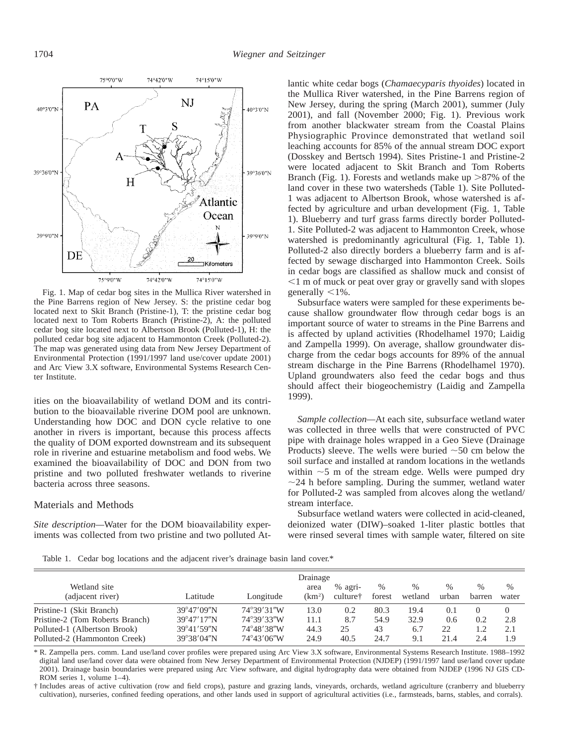Fig. 1. Map of cedar bog sites in the Mullica River watershed in the Pine Barrens region of New Jersey. S: the pristine cedar bog located next to Skit Branch (Pristine-1), T: the pristine cedar bog located next to Tom Roberts Branch (Pristine-2), A: the polluted cedar bog site located next to Albertson Brook (Polluted-1), H: the polluted cedar bog site adjacent to Hammonton Creek (Polluted-2). The map was generated using data from New Jersey Department of Environmental Protection (1991/1997 land use/cover update 2001) and Arc View 3.X software, Environmental Systems Research Center Institute.

ities on the bioavailability of wetland DOM and its contribution to the bioavailable riverine DOM pool are unknown. Understanding how DOC and DON cycle relative to one another in rivers is important, because this process affects the quality of DOM exported downstream and its subsequent role in riverine and estuarine metabolism and food webs. We examined the bioavailability of DOC and DON from two pristine and two polluted freshwater wetlands to riverine bacteria across three seasons.

## Materials and Methods

*Site description*—Water for the DOM bioavailability experiments was collected from two pristine and two polluted Atlantic white cedar bogs (*Chamaecyparis thyoides*) located in the Mullica River watershed, in the Pine Barrens region of New Jersey, during the spring (March 2001), summer (July 2001), and fall (November 2000; Fig. 1). Previous work from another blackwater stream from the Coastal Plains Physiographic Province demonstrated that wetland soil leaching accounts for 85% of the annual stream DOC export (Dosskey and Bertsch 1994). Sites Pristine-1 and Pristine-2 were located adjacent to Skit Branch and Tom Roberts Branch (Fig. 1). Forests and wetlands make up >87% of the land cover in these two watersheds (Table 1). Site Polluted-1 was adjacent to Albertson Brook, whose watershed is affected by agriculture and urban development (Fig. 1, Table 1). Blueberry and turf grass farms directly border Polluted-1. Site Polluted-2 was adjacent to Hammonton Creek, whose watershed is predominantly agricultural (Fig. 1, Table 1). Polluted-2 also directly borders a blueberry farm and is affected by sewage discharged into Hammonton Creek. Soils in cedar bogs are classified as shallow muck and consist of <1 m of muck or peat over gray or gravelly sand with slopes generally <1%.

Subsurface waters were sampled for these experiments because shallow groundwater flow through cedar bogs is an important source of water to streams in the Pine Barrens and is affected by upland activities (Rhodelhamel 1970; Laidig and Zampella 1999). On average, shallow groundwater discharge from the cedar bogs accounts for 89% of the annual stream discharge in the Pine Barrens (Rhodelhamel 1970). Upland groundwaters also feed the cedar bogs and thus should affect their biogeochemistry (Laidig and Zampella 1999).

*Sample collection*—At each site, subsurface wetland water was collected in three wells that were constructed of PVC pipe with drainage holes wrapped in a Geo Sieve (Drainage Products) sleeve. The wells were buried ~50 cm below the soil surface and installed at random locations in the wetlands within ~5 m of the stream edge. Wells were pumped dry ~24 h before sampling. During the summer, wetland water for Polluted-2 was sampled from alcoves along the wetland/stream interface.

Subsurface wetland waters were collected in acid-cleaned, deionized water (DIW)–soaked 1-liter plastic bottles that were rinsed several times with sample water, filtered on site

Table 1. Cedar bog locations and the adjacent river's drainage basin land cover.*

| Wetland site (adjacent river) | Latitude | Longitude | Drainage area ($km^2$) | % agriculture† | % forest | % wetland | % urban | % barren | % water |
|---|---|---|---|---|---|---|---|---|---|
| Pristine-1 (Skit Branch) | 39°47′09″N | 74°39′31″W | 13.0 | 0.2 | 80.3 | 19.4 | 0.1 | 0 | 0 |
| Pristine-2 (Tom Roberts Branch) | 39°47′17″N | 74°39′33″W | 11.1 | 8.7 | 54.9 | 32.9 | 0.6 | 0.2 | 2.8 |
| Polluted-1 (Albertson Brook) | 39°41′59″N | 74°48′38″W | 44.3 | 25 | 43 | 6.7 | 22 | 1.2 | 2.1 |
| Polluted-2 (Hammonton Creek) | 39°38′04″N | 74°43′06″W | 24.9 | 40.5 | 24.7 | 9.1 | 21.4 | 2.4 | 1.9 |

\* R. Zampella pers. comm. Land use/land cover profiles were prepared using Arc View 3.X software, Environmental Systems Research Institute. 1988–1992 digital land use/land cover data were obtained from New Jersey Department of Environmental Protection (NJDEP) (1991/1997 land use/land cover update 2001). Drainage basin boundaries were prepared using Arc View software, and digital hydrography data were obtained from NJDEP (1996 NJ GIS CD-ROM series 1, volume 1–4).

† Includes areas of active cultivation (row and field crops), pasture and grazing lands, vineyards, orchards, wetland agriculture (cranberry and blueberry cultivation), nurseries, confined feeding operations, and other lands used in support of agricultural activities (i.e., farmsteads, barns, stables, and corrals).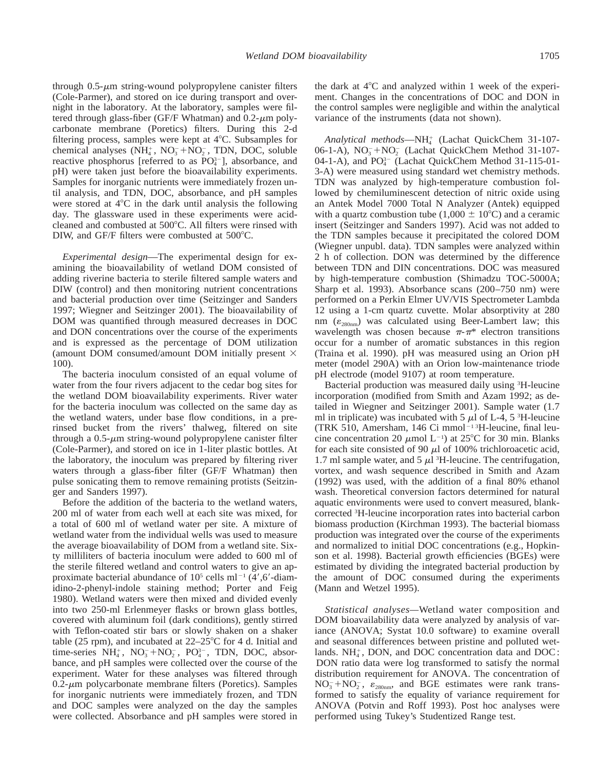through 0.5-$\mu$m string-wound polypropylene canister filters (Cole-Parmer), and stored on ice during transport and overnight in the laboratory. At the laboratory, samples were filtered through glass-fiber (GF/F Whatman) and 0.2-$\mu$m polycarbonate membrane (Poretics) filters. During this 2-d filtering process, samples were kept at 4°C. Subsamples for chemical analyses ($NH_4^+$, $NO_3^- + NO_2^-$, TDN, DOC, soluble reactive phosphorus [referred to as $PO_4^{3-}$], absorbance, and pH) were taken just before the bioavailability experiments. Samples for inorganic nutrients were immediately frozen until analysis, and TDN, DOC, absorbance, and pH samples were stored at 4°C in the dark until analysis the following day. The glassware used in these experiments were acid-cleaned and combusted at 500°C. All filters were rinsed with DIW, and GF/F filters were combusted at 500°C.

*Experimental design*—The experimental design for examining the bioavailability of wetland DOM consisted of adding riverine bacteria to sterile filtered sample waters and DIW (control) and then monitoring nutrient concentrations and bacterial production over time (Seitzinger and Sanders 1997; Wiegner and Seitzinger 2001). The bioavailability of DOM was quantified through measured decreases in DOC and DON concentrations over the course of the experiments and is expressed as the percentage of DOM utilization (amount DOM consumed/amount DOM initially present × 100).

The bacteria inoculum consisted of an equal volume of water from the four rivers adjacent to the cedar bog sites for the wetland DOM bioavailability experiments. River water for the bacteria inoculum was collected on the same day as the wetland waters, under base flow conditions, in a prerinsed bucket from the rivers' thalweg, filtered on site through a 0.5-$\mu$m string-wound polypropylene canister filter (Cole-Parmer), and stored on ice in 1-liter plastic bottles. At the laboratory, the inoculum was prepared by filtering river waters through a glass-fiber filter (GF/F Whatman) then pulse sonicating them to remove remaining protists (Seitzinger and Sanders 1997).

Before the addition of the bacteria to the wetland waters, 200 ml of water from each well at each site was mixed, for a total of 600 ml of wetland water per site. A mixture of wetland water from the individual wells was used to measure the average bioavailability of DOM from a wetland site. Sixty milliliters of bacteria inoculum were added to 600 ml of the sterile filtered wetland and control waters to give an approximate bacterial abundance of $10^5$ cells $ml^{-1}$ (4′,6′-diamidino-2-phenyl-indole staining method; Porter and Feig 1980). Wetland waters were then mixed and divided evenly into two 250-ml Erlenmeyer flasks or brown glass bottles, covered with aluminum foil (dark conditions), gently stirred with Teflon-coated stir bars or slowly shaken on a shaker table (25 rpm), and incubated at 22–25°C for 4 d. Initial and time-series $NH_4^+$, $NO_3^- + NO_2^-$, $PO_4^{3-}$, TDN, DOC, absorbance, and pH samples were collected over the course of the experiment. Water for these analyses was filtered through 0.2-$\mu$m polycarbonate membrane filters (Poretics). Samples for inorganic nutrients were immediately frozen, and TDN and DOC samples were analyzed on the day the samples were collected. Absorbance and pH samples were stored in the dark at 4°C and analyzed within 1 week of the experiment. Changes in the concentrations of DOC and DON in the control samples were negligible and within the analytical variance of the instruments (data not shown).

*Analytical methods*—$NH_4^+$ (Lachat QuickChem 31-107-06-1-A), $NO_3^- + NO_2^-$ (Lachat QuickChem Method 31-107-04-1-A), and $PO_4^{3-}$ (Lachat QuickChem Method 31-115-01-3-A) were measured using standard wet chemistry methods. TDN was analyzed by high-temperature combustion followed by chemiluminescent detection of nitric oxide using an Antek Model 7000 Total N Analyzer (Antek) equipped with a quartz combustion tube (1,000 ± 10°C) and a ceramic insert (Seitzinger and Sanders 1997). Acid was not added to the TDN samples because it precipitated the colored DOM (Wiegner unpubl. data). TDN samples were analyzed within 2 h of collection. DON was determined by the difference between TDN and DIN concentrations. DOC was measured by high-temperature combustion (Shimadzu TOC-5000A; Sharp et al. 1993). Absorbance scans (200–750 nm) were performed on a Perkin Elmer UV/VIS Spectrometer Lambda 12 using a 1-cm quartz cuvette. Molar absorptivity at 280 nm ($\varepsilon_{280nm}$) was calculated using Beer-Lambert law; this wavelength was chosen because $\pi$-$\pi$* electron transitions occur for a number of aromatic substances in this region (Traina et al. 1990). pH was measured using an Orion pH meter (model 290A) with an Orion low-maintenance triode pH electrode (model 9107) at room temperature.

Bacterial production was measured daily using $^3$H-leucine incorporation (modified from Smith and Azam 1992; as detailed in Wiegner and Seitzinger 2001). Sample water (1.7 ml in triplicate) was incubated with 5 $\mu$l of L-4, 5 $^3$H-leucine (TRK 510, Amersham, 146 Ci $mmol^{-1}$ $^3$H-leucine, final leucine concentration 20 $\mu$mol $L^{-1}$) at 25°C for 30 min. Blanks for each site consisted of 90 $\mu$l of 100% trichloroacetic acid, 1.7 ml sample water, and 5 $\mu$l $^3$H-leucine. The centrifugation, vortex, and wash sequence described in Smith and Azam (1992) was used, with the addition of a final 80% ethanol wash. Theoretical conversion factors determined for natural aquatic environments were used to convert measured, blank-corrected $^3$H-leucine incorporation rates into bacterial carbon biomass production (Kirchman 1993). The bacterial biomass production was integrated over the course of the experiments and normalized to initial DOC concentrations (e.g., Hopkinson et al. 1998). Bacterial growth efficiencies (BGEs) were estimated by dividing the integrated bacterial production by the amount of DOC consumed during the experiments (Mann and Wetzel 1995).

*Statistical analyses*—Wetland water composition and DOM bioavailability data were analyzed by analysis of variance (ANOVA; Systat 10.0 software) to examine overall and seasonal differences between pristine and polluted wetlands. $NH_4^+$, DON, and DOC concentration data and DOC : DON ratio data were log transformed to satisfy the normal distribution requirement for ANOVA. The concentration of $NO_3^- + NO_2^-$, $\varepsilon_{280nm}$, and BGE estimates were rank transformed to satisfy the equality of variance requirement for ANOVA (Potvin and Roff 1993). Post hoc analyses were performed using Tukey's Studentized Range test.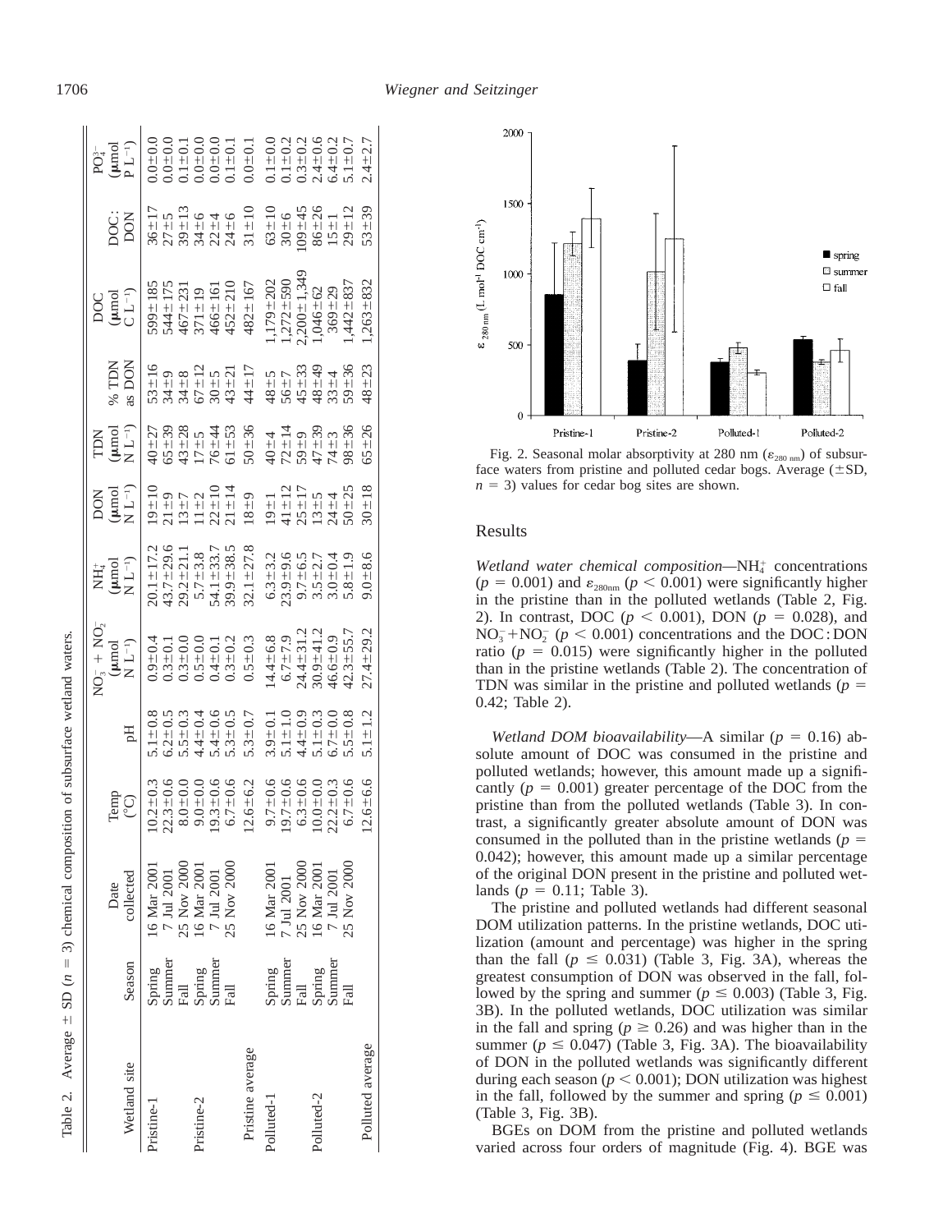Table 2. Average ± SD ($n = 3$) chemical composition of subsurface wetland waters.

| Wetland site | Season | Date collected | Temp (°C) | pH | $NO_3^- + NO_2^-$ (μmol N L$^{-1}$) | $NH_4^+$ (μmol N L$^{-1}$) | DON (μmol N L$^{-1}$) | TDN (μmol N L$^{-1}$) | % TDN as DON | DOC (μmol C L$^{-1}$) | DOC : DON | $PO_4^{3-}$ (μmol P L$^{-1}$) |
|---|---|---|---|---|---|---|---|---|---|---|---|---|
| Pristine-1 | Spring | 16 Mar 2001 | 10.2±0.3 | 5.1±0.8 | 0.9±0.4 | 20.1±17.2 | 19±10 | 40±27 | 53±16 | 599±185 | 36±17 | 0.0±0.0 |
| | Summer | 7 Jul 2001 | 22.3±0.6 | 6.2±0.5 | 0.3±0.1 | 43.7±29.6 | 21±9 | 65±39 | 34±9 | 544±175 | 27±5 | 0.0±0.0 |
| | Fall | 25 Nov 2000 | 8.0±0.0 | 5.5±0.3 | 0.3±0.0 | 29.2±21.1 | 13±7 | 43±28 | 34±8 | 467±231 | 39±13 | 0.1±0.1 |
| Pristine-2 | Spring | 16 Mar 2001 | 9.0±0.0 | 4.4±0.4 | 0.5±0.0 | 5.7±3.8 | 11±2 | 17±5 | 67±12 | 371±19 | 34±6 | 0.0±0.0 |
| | Summer | 7 Jul 2001 | 19.3±0.6 | 5.4±0.6 | 0.4±0.1 | 54.1±33.7 | 22±10 | 76±44 | 30±5 | 466±161 | 22±4 | 0.0±0.0 |
| | Fall | 25 Nov 2000 | 6.7±0.6 | 5.3±0.5 | 0.3±0.2 | 39.9±38.5 | 21±14 | 61±53 | 43±21 | 452±210 | 24±6 | 0.1±0.1 |
| Pristine average | | | 12.6±6.2 | 5.3±0.7 | 0.5±0.3 | 32.1±27.8 | 18±9 | 50±36 | 44±17 | 482±167 | 31±10 | 0.0±0.1 |
| Polluted-1 | Spring | 16 Mar 2001 | 9.7±0.6 | 3.9±0.1 | 14.4±6.8 | 6.3±3.2 | 19±1 | 40±4 | 48±5 | 1,179±202 | 63±10 | 0.1±0.0 |
| | Summer | 7 Jul 2001 | 19.7±0.6 | 5.1±1.0 | 6.7±7.9 | 23.9±9.6 | 41±12 | 72±14 | 56±7 | 1,272±590 | 30±6 | 0.1±0.2 |
| | Fall | 25 Nov 2000 | 6.3±0.6 | 4.4±0.9 | 24.4±31.2 | 9.7±6.5 | 25±17 | 59±9 | 45±33 | 2,200±1,349 | 109±45 | 0.3±0.2 |
| Polluted-2 | Spring | 16 Mar 2001 | 10.0±0.0 | 5.1±0.3 | 30.9±41.2 | 3.5±2.7 | 13±5 | 47±39 | 48±49 | 1,046±62 | 86±26 | 2.4±0.6 |
| | Summer | 7 Jul 2001 | 22.2±0.3 | 6.7±0.0 | 46.6±0.9 | 3.0±0.4 | 24±4 | 74±3 | 33±4 | 369±29 | 15±1 | 6.4±0.2 |
| | Fall | 25 Nov 2000 | 6.7±0.6 | 5.5±0.8 | 42.3±55.7 | 5.8±1.9 | 50±25 | 98±36 | 59±36 | 1,442±837 | 29±12 | 5.1±0.7 |
| Polluted average | | | 12.6±6.6 | 5.1±1.2 | 27.4±29.2 | 9.0±8.6 | 30±18 | 65±26 | 48±23 | 1,263±832 | 53±39 | 2.4±2.7 |

Fig. 2. Seasonal molar absorptivity at 280 nm ($\varepsilon_{280\ nm}$) of subsurface waters from pristine and polluted cedar bogs. Average (±SD, $n = 3$) values for cedar bog sites are shown.

## Results

*Wetland water chemical composition*—$NH_4^+$ concentrations ($p = 0.001$) and $\varepsilon_{280nm}$ ($p < 0.001$) were significantly higher in the pristine than in the polluted wetlands (Table 2, Fig. 2). In contrast, DOC ($p < 0.001$), DON ($p = 0.028$), and $NO_3^- + NO_2^-$ ($p < 0.001$) concentrations and the DOC : DON ratio ($p = 0.015$) were significantly higher in the polluted than in the pristine wetlands (Table 2). The concentration of TDN was similar in the pristine and polluted wetlands ($p = 0.42$; Table 2).

*Wetland DOM bioavailability*—A similar ($p = 0.16$) absolute amount of DOC was consumed in the pristine and polluted wetlands; however, this amount made up a significantly ($p = 0.001$) greater percentage of the DOC from the pristine than from the polluted wetlands (Table 3). In contrast, a significantly greater absolute amount of DON was consumed in the polluted than in the pristine wetlands ($p = 0.042$); however, this amount made up a similar percentage of the original DON present in the pristine and polluted wetlands ($p = 0.11$; Table 3).

The pristine and polluted wetlands had different seasonal DOM utilization patterns. In the pristine wetlands, DOC utilization (amount and percentage) was higher in the spring than the fall ($p \leq 0.031$) (Table 3, Fig. 3A), whereas the greatest consumption of DON was observed in the fall, followed by the spring and summer ($p \leq 0.003$) (Table 3, Fig. 3B). In the polluted wetlands, DOC utilization was similar in the fall and spring ($p \geq 0.26$) and was higher than in the summer ($p \leq 0.047$) (Table 3, Fig. 3A). The bioavailability of DON in the polluted wetlands was significantly different during each season ($p < 0.001$); DON utilization was highest in the fall, followed by the summer and spring ($p \leq 0.001$) (Table 3, Fig. 3B).

BGEs on DOM from the pristine and polluted wetlands varied across four orders of magnitude (Fig. 4). BGE was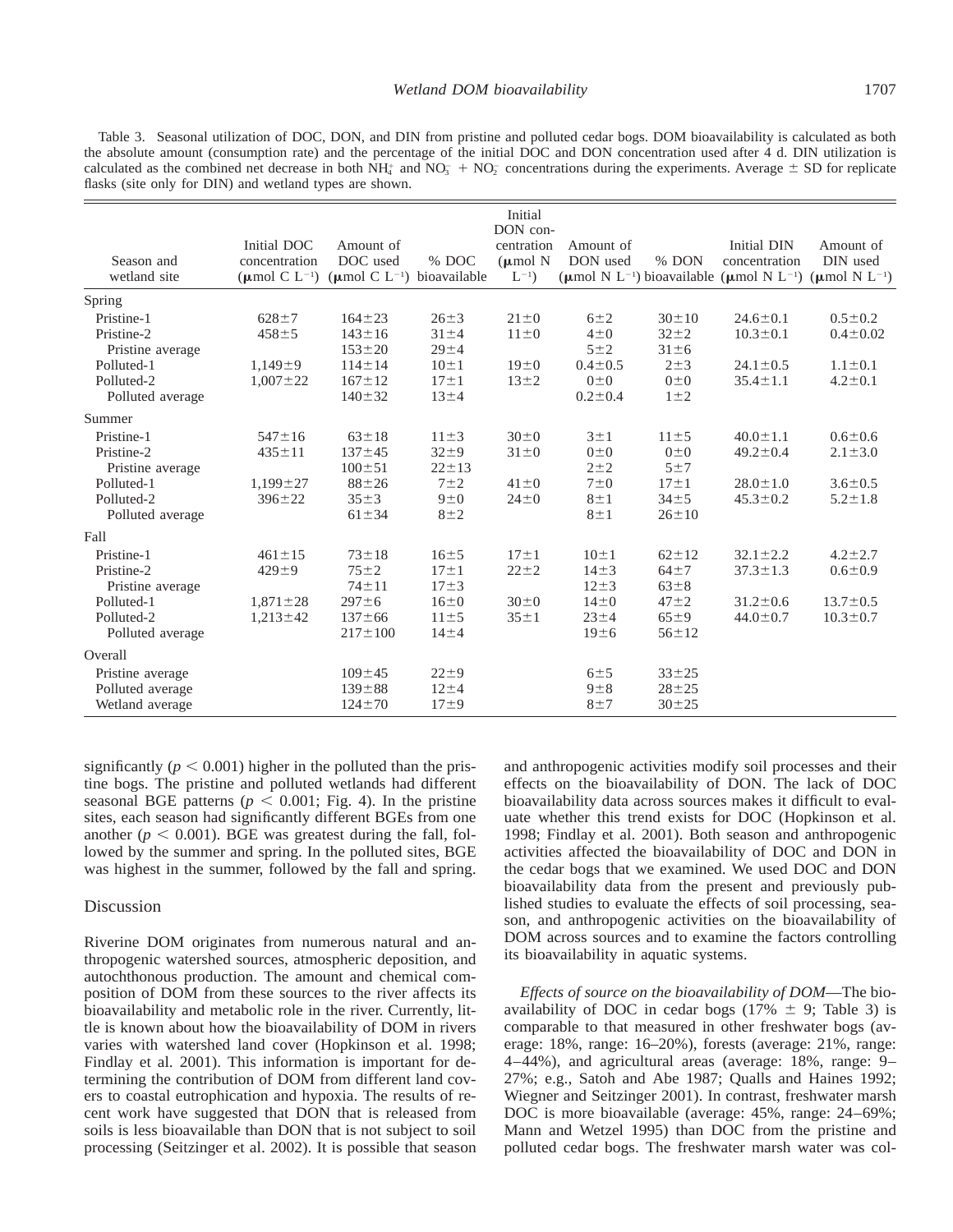Table 3. Seasonal utilization of DOC, DON, and DIN from pristine and polluted cedar bogs. DOM bioavailability is calculated as both the absolute amount (consumption rate) and the percentage of the initial DOC and DON concentration used after 4 d. DIN utilization is calculated as the combined net decrease in both $NH_4^+$ and $NO_3^- + NO_2^-$ concentrations during the experiments. Average ± SD for replicate flasks (site only for DIN) and wetland types are shown.

| Season and wetland site | Initial DOC concentration ($\mu$mol C $L^{-1}$) | Amount of DOC used ($\mu$mol C $L^{-1}$) | % DOC bioavailable | Initial DON concentration ($\mu$mol N $L^{-1}$) | Amount of DON used ($\mu$mol N $L^{-1}$) | % DON bioavailable | Initial DIN concentration ($\mu$mol N $L^{-1}$) | Amount of DIN used ($\mu$mol N $L^{-1}$) |
|---|---|---|---|---|---|---|---|---|
| Spring | | | | | | | | |
| Pristine-1 | 628±7 | 164±23 | 26±3 | 21±0 | 6±2 | 30±10 | 24.6±0.1 | 0.5±0.2 |
| Pristine-2 | 458±5 | 143±16 | 31±4 | 11±0 | 4±0 | 32±2 | 10.3±0.1 | 0.4±0.02 |
| Pristine average | | 153±20 | 29±4 | | 5±2 | 31±6 | | |
| Polluted-1 | 1,149±9 | 114±14 | 10±1 | 19±0 | 0.4±0.5 | 2±3 | 24.1±0.5 | 1.1±0.1 |
| Polluted-2 | 1,007±22 | 167±12 | 17±1 | 13±2 | 0±0 | 0±0 | 35.4±1.1 | 4.2±0.1 |
| Polluted average | | 140±32 | 13±4 | | 0.2±0.4 | 1±2 | | |
| Summer | | | | | | | | |
| Pristine-1 | 547±16 | 63±18 | 11±3 | 30±0 | 3±1 | 11±5 | 40.0±1.1 | 0.6±0.6 |
| Pristine-2 | 435±11 | 137±45 | 32±9 | 31±0 | 0±0 | 0±0 | 49.2±0.4 | 2.1±3.0 |
| Pristine average | | 100±51 | 22±13 | | 2±2 | 5±7 | | |
| Polluted-1 | 1,199±27 | 88±26 | 7±2 | 41±0 | 7±0 | 17±1 | 28.0±1.0 | 3.6±0.5 |
| Polluted-2 | 396±22 | 35±3 | 9±0 | 24±0 | 8±1 | 34±5 | 45.3±0.2 | 5.2±1.8 |
| Polluted average | | 61±34 | 8±2 | | 8±1 | 26±10 | | |
| Fall | | | | | | | | |
| Pristine-1 | 461±15 | 73±18 | 16±5 | 17±1 | 10±1 | 62±12 | 32.1±2.2 | 4.2±2.7 |
| Pristine-2 | 429±9 | 75±2 | 17±1 | 22±2 | 14±3 | 64±7 | 37.3±1.3 | 0.6±0.9 |
| Pristine average | | 74±11 | 17±3 | | 12±3 | 63±8 | | |
| Polluted-1 | 1,871±28 | 297±6 | 16±0 | 30±0 | 14±0 | 47±2 | 31.2±0.6 | 13.7±0.5 |
| Polluted-2 | 1,213±42 | 137±66 | 11±5 | 35±1 | 23±4 | 65±9 | 44.0±0.7 | 10.3±0.7 |
| Polluted average | | 217±100 | 14±4 | | 19±6 | 56±12 | | |
| Overall | | | | | | | | |
| Pristine average | | 109±45 | 22±9 | | 6±5 | 33±25 | | |
| Polluted average | | 139±88 | 12±4 | | 9±8 | 28±25 | | |
| Wetland average | | 124±70 | 17±9 | | 8±7 | 30±25 | | |

significantly ($p < 0.001$) higher in the polluted than the pristine bogs. The pristine and polluted wetlands had different seasonal BGE patterns ($p < 0.001$; Fig. 4). In the pristine sites, each season had significantly different BGEs from one another ($p < 0.001$). BGE was greatest during the fall, followed by the summer and spring. In the polluted sites, BGE was highest in the summer, followed by the fall and spring.

## Discussion

Riverine DOM originates from numerous natural and anthropogenic watershed sources, atmospheric deposition, and autochthonous production. The amount and chemical composition of DOM from these sources to the river affects its bioavailability and metabolic role in the river. Currently, little is known about how the bioavailability of DOM in rivers varies with watershed land cover (Hopkinson et al. 1998; Findlay et al. 2001). This information is important for determining the contribution of DOM from different land covers to coastal eutrophication and hypoxia. The results of recent work have suggested that DON that is released from soils is less bioavailable than DON that is not subject to soil processing (Seitzinger et al. 2002). It is possible that season and anthropogenic activities modify soil processes and their effects on the bioavailability of DON. The lack of DOC bioavailability data across sources makes it difficult to evaluate whether this trend exists for DOC (Hopkinson et al. 1998; Findlay et al. 2001). Both season and anthropogenic activities affected the bioavailability of DOC and DON in the cedar bogs that we examined. We used DOC and DON bioavailability data from the present and previously published studies to evaluate the effects of soil processing, season, and anthropogenic activities on the bioavailability of DOM across sources and to examine the factors controlling its bioavailability in aquatic systems.

*Effects of source on the bioavailability of DOM*—The bioavailability of DOC in cedar bogs (17% ± 9; Table 3) is comparable to that measured in other freshwater bogs (average: 18%, range: 16–20%), forests (average: 21%, range: 4–44%), and agricultural areas (average: 18%, range: 9–27%; e.g., Satoh and Abe 1987; Qualls and Haines 1992; Wiegner and Seitzinger 2001). In contrast, freshwater marsh DOC is more bioavailable (average: 45%, range: 24–69%; Mann and Wetzel 1995) than DOC from the pristine and polluted cedar bogs. The freshwater marsh water was col-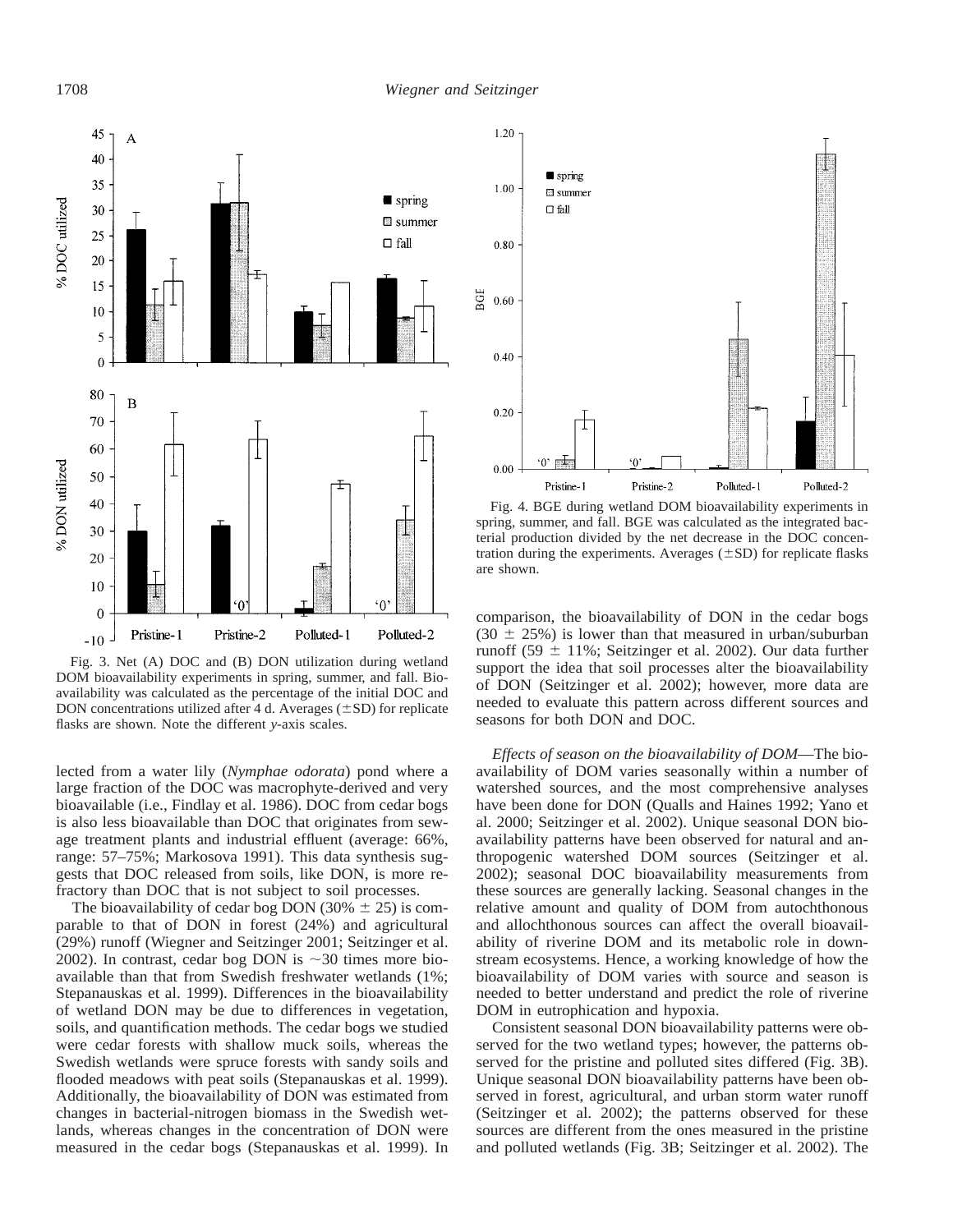Fig. 3. Net (A) DOC and (B) DON utilization during wetland DOM bioavailability experiments in spring, summer, and fall. Bioavailability was calculated as the percentage of the initial DOC and DON concentrations utilized after 4 d. Averages (±SD) for replicate flasks are shown. Note the different *y*-axis scales.

Fig. 4. BGE during wetland DOM bioavailability experiments in spring, summer, and fall. BGE was calculated as the integrated bacterial production divided by the net decrease in the DOC concentration during the experiments. Averages (±SD) for replicate flasks are shown.

lected from a water lily (*Nymphae odorata*) pond where a large fraction of the DOC was macrophyte-derived and very bioavailable (i.e., Findlay et al. 1986). DOC from cedar bogs is also less bioavailable than DOC that originates from sewage treatment plants and industrial effluent (average: 66%, range: 57–75%; Markosova 1991). This data synthesis suggests that DOC released from soils, like DON, is more refractory than DOC that is not subject to soil processes.

The bioavailability of cedar bog DON (30% ± 25) is comparable to that of DON in forest (24%) and agricultural (29%) runoff (Wiegner and Seitzinger 2001; Seitzinger et al. 2002). In contrast, cedar bog DON is ~30 times more bioavailable than that from Swedish freshwater wetlands (1%; Stepanauskas et al. 1999). Differences in the bioavailability of wetland DON may be due to differences in vegetation, soils, and quantification methods. The cedar bogs we studied were cedar forests with shallow muck soils, whereas the Swedish wetlands were spruce forests with sandy soils and flooded meadows with peat soils (Stepanauskas et al. 1999). Additionally, the bioavailability of DON was estimated from changes in bacterial-nitrogen biomass in the Swedish wetlands, whereas changes in the concentration of DON were measured in the cedar bogs (Stepanauskas et al. 1999). In comparison, the bioavailability of DON in the cedar bogs (30 ± 25%) is lower than that measured in urban/suburban runoff (59 ± 11%; Seitzinger et al. 2002). Our data further support the idea that soil processes alter the bioavailability of DON (Seitzinger et al. 2002); however, more data are needed to evaluate this pattern across different sources and seasons for both DON and DOC.

*Effects of season on the bioavailability of DOM*—The bioavailability of DOM varies seasonally within a number of watershed sources, and the most comprehensive analyses have been done for DON (Qualls and Haines 1992; Yano et al. 2000; Seitzinger et al. 2002). Unique seasonal DON bioavailability patterns have been observed for natural and anthropogenic watershed DOM sources (Seitzinger et al. 2002); seasonal DOC bioavailability measurements from these sources are generally lacking. Seasonal changes in the relative amount and quality of DOM from autochthonous and allochthonous sources can affect the overall bioavailability of riverine DOM and its metabolic role in downstream ecosystems. Hence, a working knowledge of how the bioavailability of DOM varies with source and season is needed to better understand and predict the role of riverine DOM in eutrophication and hypoxia.

Consistent seasonal DON bioavailability patterns were observed for the two wetland types; however, the patterns observed for the pristine and polluted sites differed (Fig. 3B). Unique seasonal DON bioavailability patterns have been observed in forest, agricultural, and urban storm water runoff (Seitzinger et al. 2002); the patterns observed for these sources are different from the ones measured in the pristine and polluted wetlands (Fig. 3B; Seitzinger et al. 2002). The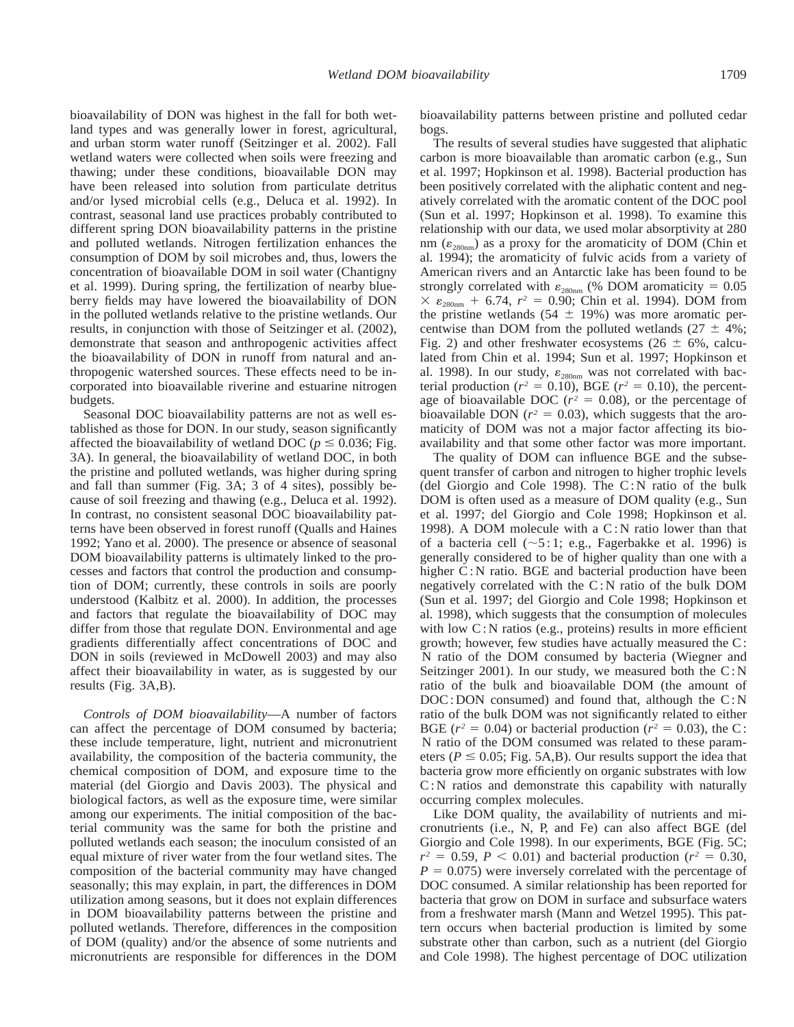bioavailability of DON was highest in the fall for both wetland types and was generally lower in forest, agricultural, and urban storm water runoff (Seitzinger et al. 2002). Fall wetland waters were collected when soils were freezing and thawing; under these conditions, bioavailable DON may have been released into solution from particulate detritus and/or lysed microbial cells (e.g., Deluca et al. 1992). In contrast, seasonal land use practices probably contributed to different spring DON bioavailability patterns in the pristine and polluted wetlands. Nitrogen fertilization enhances the consumption of DOM by soil microbes and, thus, lowers the concentration of bioavailable DOM in soil water (Chantigny et al. 1999). During spring, the fertilization of nearby blueberry fields may have lowered the bioavailability of DON in the polluted wetlands relative to the pristine wetlands. Our results, in conjunction with those of Seitzinger et al. (2002), demonstrate that season and anthropogenic activities affect the bioavailability of DON in runoff from natural and anthropogenic watershed sources. These effects need to be incorporated into bioavailable riverine and estuarine nitrogen budgets.

Seasonal DOC bioavailability patterns are not as well established as those for DON. In our study, season significantly affected the bioavailability of wetland DOC ($p \leq 0.036$; Fig. 3A). In general, the bioavailability of wetland DOC, in both the pristine and polluted wetlands, was higher during spring and fall than summer (Fig. 3A; 3 of 4 sites), possibly because of soil freezing and thawing (e.g., Deluca et al. 1992). In contrast, no consistent seasonal DOC bioavailability patterns have been observed in forest runoff (Qualls and Haines 1992; Yano et al. 2000). The presence or absence of seasonal DOM bioavailability patterns is ultimately linked to the processes and factors that control the production and consumption of DOM; currently, these controls in soils are poorly understood (Kalbitz et al. 2000). In addition, the processes and factors that regulate the bioavailability of DOC may differ from those that regulate DON. Environmental and age gradients differentially affect concentrations of DOC and DON in soils (reviewed in McDowell 2003) and may also affect their bioavailability in water, as is suggested by our results (Fig. 3A,B).

*Controls of DOM bioavailability*—A number of factors can affect the percentage of DOM consumed by bacteria; these include temperature, light, nutrient and micronutrient availability, the composition of the bacteria community, the chemical composition of DOM, and exposure time to the material (del Giorgio and Davis 2003). The physical and biological factors, as well as the exposure time, were similar among our experiments. The initial composition of the bacterial community was the same for both the pristine and polluted wetlands each season; the inoculum consisted of an equal mixture of river water from the four wetland sites. The composition of the bacterial community may have changed seasonally; this may explain, in part, the differences in DOM utilization among seasons, but it does not explain differences in DOM bioavailability patterns between the pristine and polluted wetlands. Therefore, differences in the composition of DOM (quality) and/or the absence of some nutrients and micronutrients are responsible for differences in the DOM bioavailability patterns between pristine and polluted cedar bogs.

The results of several studies have suggested that aliphatic carbon is more bioavailable than aromatic carbon (e.g., Sun et al. 1997; Hopkinson et al. 1998). Bacterial production has been positively correlated with the aliphatic content and negatively correlated with the aromatic content of the DOC pool (Sun et al. 1997; Hopkinson et al. 1998). To examine this relationship with our data, we used molar absorptivity at 280 nm ($\varepsilon_{280nm}$) as a proxy for the aromaticity of DOM (Chin et al. 1994); the aromaticity of fulvic acids from a variety of American rivers and an Antarctic lake has been found to be strongly correlated with $\varepsilon_{280nm}$ (% DOM aromaticity $= 0.05 \times \varepsilon_{280nm} + 6.74$, $r^2 = 0.90$; Chin et al. 1994). DOM from the pristine wetlands ($54 \pm 19\%$) was more aromatic percentwise than DOM from the polluted wetlands ($27 \pm 4\%$; Fig. 2) and other freshwater ecosystems ($26 \pm 6\%$, calculated from Chin et al. 1994; Sun et al. 1997; Hopkinson et al. 1998). In our study, $\varepsilon_{280nm}$ was not correlated with bacterial production ($r^2 = 0.10$), BGE ($r^2 = 0.10$), the percentage of bioavailable DOC ($r^2 = 0.08$), or the percentage of bioavailable DON ($r^2 = 0.03$), which suggests that the aromaticity of DOM was not a major factor affecting its bioavailability and that some other factor was more important.

The quality of DOM can influence BGE and the subsequent transfer of carbon and nitrogen to higher trophic levels (del Giorgio and Cole 1998). The C : N ratio of the bulk DOM is often used as a measure of DOM quality (e.g., Sun et al. 1997; del Giorgio and Cole 1998; Hopkinson et al. 1998). A DOM molecule with a C : N ratio lower than that of a bacteria cell (~5 : 1; e.g., Fagerbakke et al. 1996) is generally considered to be of higher quality than one with a higher C : N ratio. BGE and bacterial production have been negatively correlated with the C : N ratio of the bulk DOM (Sun et al. 1997; del Giorgio and Cole 1998; Hopkinson et al. 1998), which suggests that the consumption of molecules with low C : N ratios (e.g., proteins) results in more efficient growth; however, few studies have actually measured the C : N ratio of the DOM consumed by bacteria (Wiegner and Seitzinger 2001). In our study, we measured both the C : N ratio of the bulk and bioavailable DOM (the amount of DOC : DON consumed) and found that, although the C : N ratio of the bulk DOM was not significantly related to either BGE ($r^2 = 0.04$) or bacterial production ($r^2 = 0.03$), the C : N ratio of the DOM consumed was related to these parameters ($P \leq 0.05$; Fig. 5A,B). Our results support the idea that bacteria grow more efficiently on organic substrates with low C : N ratios and demonstrate this capability with naturally occurring complex molecules.

Like DOM quality, the availability of nutrients and micronutrients (i.e., N, P, and Fe) can also affect BGE (del Giorgio and Cole 1998). In our experiments, BGE (Fig. 5C; $r^2 = 0.59$, $P < 0.01$) and bacterial production ($r^2 = 0.30$, $P = 0.075$) were inversely correlated with the percentage of DOC consumed. A similar relationship has been reported for bacteria that grow on DOM in surface and subsurface waters from a freshwater marsh (Mann and Wetzel 1995). This pattern occurs when bacterial production is limited by some substrate other than carbon, such as a nutrient (del Giorgio and Cole 1998). The highest percentage of DOC utilization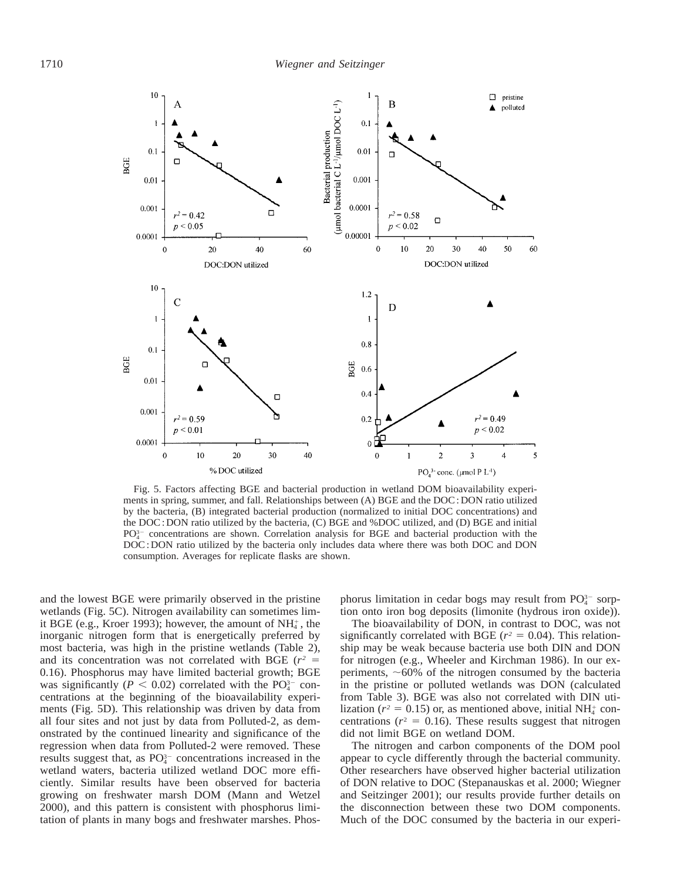Fig. 5. Factors affecting BGE and bacterial production in wetland DOM bioavailability experiments in spring, summer, and fall. Relationships between (A) BGE and the DOC : DON ratio utilized by the bacteria, (B) integrated bacterial production (normalized to initial DOC concentrations) and the DOC : DON ratio utilized by the bacteria, (C) BGE and %DOC utilized, and (D) BGE and initial $PO_4^{3-}$ concentrations are shown. Correlation analysis for BGE and bacterial production with the DOC : DON ratio utilized by the bacteria only includes data where there was both DOC and DON consumption. Averages for replicate flasks are shown.

and the lowest BGE were primarily observed in the pristine wetlands (Fig. 5C). Nitrogen availability can sometimes limit BGE (e.g., Kroer 1993); however, the amount of $NH_4^+$, the inorganic nitrogen form that is energetically preferred by most bacteria, was high in the pristine wetlands (Table 2), and its concentration was not correlated with BGE ($r^2 = 0.16$). Phosphorus may have limited bacterial growth; BGE was significantly ($P < 0.02$) correlated with the $PO_4^{3-}$ concentrations at the beginning of the bioavailability experiments (Fig. 5D). This relationship was driven by data from all four sites and not just by data from Polluted-2, as demonstrated by the continued linearity and significance of the regression when data from Polluted-2 were removed. These results suggest that, as $PO_4^{3-}$ concentrations increased in the wetland waters, bacteria utilized wetland DOC more efficiently. Similar results have been observed for bacteria growing on freshwater marsh DOM (Mann and Wetzel 2000), and this pattern is consistent with phosphorus limitation of plants in many bogs and freshwater marshes. Phosphorus limitation in cedar bogs may result from $PO_4^{3-}$ sorption onto iron bog deposits (limonite (hydrous iron oxide)).

The bioavailability of DON, in contrast to DOC, was not significantly correlated with BGE ($r^2 = 0.04$). This relationship may be weak because bacteria use both DIN and DON for nitrogen (e.g., Wheeler and Kirchman 1986). In our experiments, ~60% of the nitrogen consumed by the bacteria in the pristine or polluted wetlands was DON (calculated from Table 3). BGE was also not correlated with DIN utilization ($r^2 = 0.15$) or, as mentioned above, initial $NH_4^+$ concentrations ($r^2 = 0.16$). These results suggest that nitrogen did not limit BGE on wetland DOM.

The nitrogen and carbon components of the DOM pool appear to cycle differently through the bacterial community. Other researchers have observed higher bacterial utilization of DON relative to DOC (Stepanauskas et al. 2000; Wiegner and Seitzinger 2001); our results provide further details on the disconnection between these two DOM components. Much of the DOC consumed by the bacteria in our experi-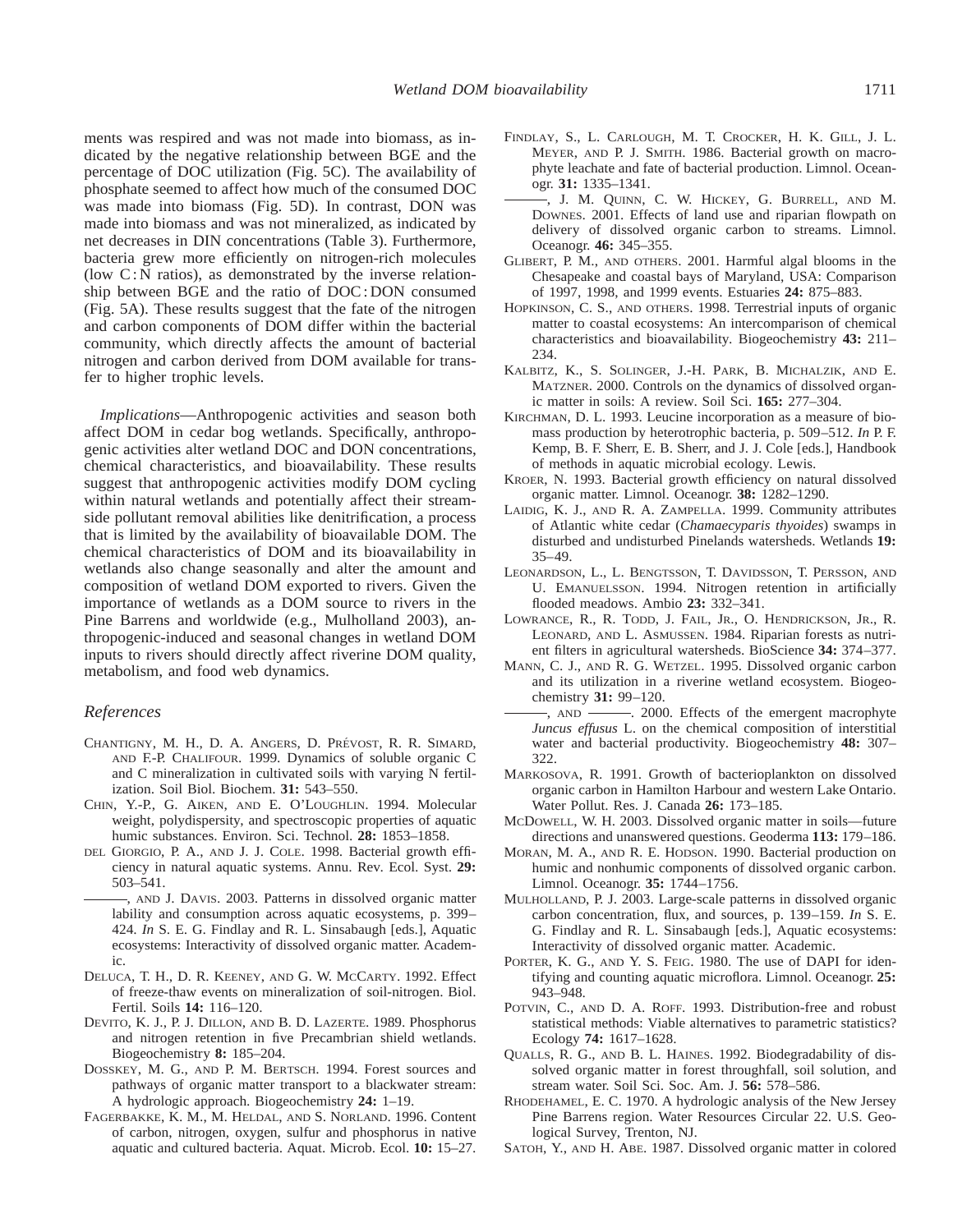ments was respired and was not made into biomass, as indicated by the negative relationship between BGE and the percentage of DOC utilization (Fig. 5C). The availability of phosphate seemed to affect how much of the consumed DOC was made into biomass (Fig. 5D). In contrast, DON was made into biomass and was not mineralized, as indicated by net decreases in DIN concentrations (Table 3). Furthermore, bacteria grew more efficiently on nitrogen-rich molecules (low C : N ratios), as demonstrated by the inverse relationship between BGE and the ratio of DOC : DON consumed (Fig. 5A). These results suggest that the fate of the nitrogen and carbon components of DOM differ within the bacterial community, which directly affects the amount of bacterial nitrogen and carbon derived from DOM available for transfer to higher trophic levels.

*Implications*—Anthropogenic activities and season both affect DOM in cedar bog wetlands. Specifically, anthropogenic activities alter wetland DOC and DON concentrations, chemical characteristics, and bioavailability. These results suggest that anthropogenic activities modify DOM cycling within natural wetlands and potentially affect their streamside pollutant removal abilities like denitrification, a process that is limited by the availability of bioavailable DOM. The chemical characteristics of DOM and its bioavailability in wetlands also change seasonally and alter the amount and composition of wetland DOM exported to rivers. Given the importance of wetlands as a DOM source to rivers in the Pine Barrens and worldwide (e.g., Mulholland 2003), anthropogenic-induced and seasonal changes in wetland DOM inputs to rivers should directly affect riverine DOM quality, metabolism, and food web dynamics.

## References

Chantigny, M. H., D. A. Angers, D. Prévost, R. R. Simard, and F.-P. Chalifour. 1999. Dynamics of soluble organic C and C mineralization in cultivated soils with varying N fertilization. Soil Biol. Biochem. **31:** 543–550.

Chin, Y.-P., G. Aiken, and E. O'Loughlin. 1994. Molecular weight, polydispersity, and spectroscopic properties of aquatic humic substances. Environ. Sci. Technol. **28:** 1853–1858.

del Giorgio, P. A., and J. J. Cole. 1998. Bacterial growth efficiency in natural aquatic systems. Annu. Rev. Ecol. Syst. **29:** 503–541.

———, and J. Davis. 2003. Patterns in dissolved organic matter lability and consumption across aquatic ecosystems, p. 399–424. *In* S. E. G. Findlay and R. L. Sinsabaugh [eds.], Aquatic ecosystems: Interactivity of dissolved organic matter. Academic.

DeLuca, T. H., D. R. Keeney, and G. W. McCarty. 1992. Effect of freeze-thaw events on mineralization of soil-nitrogen. Biol. Fertil. Soils **14:** 116–120.

Devito, K. J., P. J. Dillon, and B. D. Lazerte. 1989. Phosphorus and nitrogen retention in five Precambrian shield wetlands. Biogeochemistry **8:** 185–204.

Dosskey, M. G., and P. M. Bertsch. 1994. Forest sources and pathways of organic matter transport to a blackwater stream: A hydrologic approach. Biogeochemistry **24:** 1–19.

Fagerbakke, K. M., M. Heldal, and S. Norland. 1996. Content of carbon, nitrogen, oxygen, sulfur and phosphorus in native aquatic and cultured bacteria. Aquat. Microb. Ecol. **10:** 15–27.

Findlay, S., L. Carlough, M. T. Crocker, H. K. Gill, J. L. Meyer, and P. J. Smith. 1986. Bacterial growth on macrophyte leachate and fate of bacterial production. Limnol. Oceanogr. **31:** 1335–1341.

———, J. M. Quinn, C. W. Hickey, G. Burrell, and M. Downes. 2001. Effects of land use and riparian flowpath on delivery of dissolved organic carbon to streams. Limnol. Oceanogr. **46:** 345–355.

Glibert, P. M., and others. 2001. Harmful algal blooms in the Chesapeake and coastal bays of Maryland, USA: Comparison of 1997, 1998, and 1999 events. Estuaries **24:** 875–883.

Hopkinson, C. S., and others. 1998. Terrestrial inputs of organic matter to coastal ecosystems: An intercomparison of chemical characteristics and bioavailability. Biogeochemistry **43:** 211–234.

Kalbitz, K., S. Solinger, J.-H. Park, B. Michalzik, and E. Matzner. 2000. Controls on the dynamics of dissolved organic matter in soils: A review. Soil Sci. **165:** 277–304.

Kirchman, D. L. 1993. Leucine incorporation as a measure of biomass production by heterotrophic bacteria, p. 509–512. *In* P. F. Kemp, B. F. Sherr, E. B. Sherr, and J. J. Cole [eds.], Handbook of methods in aquatic microbial ecology. Lewis.

Kroer, N. 1993. Bacterial growth efficiency on natural dissolved organic matter. Limnol. Oceanogr. **38:** 1282–1290.

Laidig, K. J., and R. A. Zampella. 1999. Community attributes of Atlantic white cedar (*Chamaecyparis thyoides*) swamps in disturbed and undisturbed Pinelands watersheds. Wetlands **19:** 35–49.

Leonardson, L., L. Bengtsson, T. Davidsson, T. Persson, and U. Emanuelsson. 1994. Nitrogen retention in artificially flooded meadows. Ambio **23:** 332–341.

Lowrance, R., R. Todd, J. Fail, Jr., O. Hendrickson, Jr., R. Leonard, and L. Asmussen. 1984. Riparian forests as nutrient filters in agricultural watersheds. BioScience **34:** 374–377.

Mann, C. J., and R. G. Wetzel. 1995. Dissolved organic carbon and its utilization in a riverine wetland ecosystem. Biogeochemistry **31:** 99–120.

———, and ———. 2000. Effects of the emergent macrophyte *Juncus effusus* L. on the chemical composition of interstitial water and bacterial productivity. Biogeochemistry **48:** 307–322.

Markosova, R. 1991. Growth of bacterioplankton on dissolved organic carbon in Hamilton Harbour and western Lake Ontario. Water Pollut. Res. J. Canada **26:** 173–185.

McDowell, W. H. 2003. Dissolved organic matter in soils—future directions and unanswered questions. Geoderma **113:** 179–186.

Moran, M. A., and R. E. Hodson. 1990. Bacterial production on humic and nonhumic components of dissolved organic carbon. Limnol. Oceanogr. **35:** 1744–1756.

Mulholland, P. J. 2003. Large-scale patterns in dissolved organic carbon concentration, flux, and sources, p. 139–159. *In* S. E. G. Findlay and R. L. Sinsabaugh [eds.], Aquatic ecosystems: Interactivity of dissolved organic matter. Academic.

Porter, K. G., and Y. S. Feig. 1980. The use of DAPI for identifying and counting aquatic microflora. Limnol. Oceanogr. **25:** 943–948.

Potvin, C., and D. A. Roff. 1993. Distribution-free and robust statistical methods: Viable alternatives to parametric statistics? Ecology **74:** 1617–1628.

Qualls, R. G., and B. L. Haines. 1992. Biodegradability of dissolved organic matter in forest throughfall, soil solution, and stream water. Soil Sci. Soc. Am. J. **56:** 578–586.

Rhodehamel, E. C. 1970. A hydrologic analysis of the New Jersey Pine Barrens region. Water Resources Circular 22. U.S. Geological Survey, Trenton, NJ.

Satoh, Y., and H. Abe. 1987. Dissolved organic matter in colored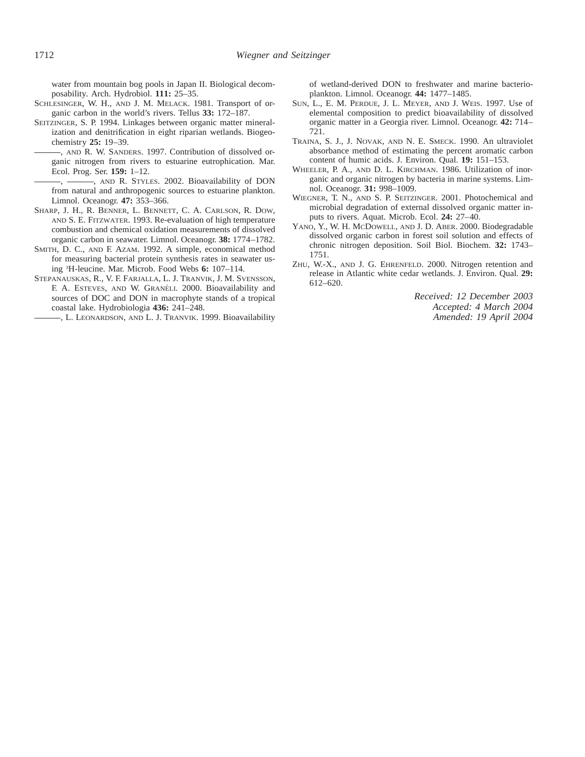water from mountain bog pools in Japan II. Biological decomposability. Arch. Hydrobiol. **111:** 25–35.

SCHLESINGER, W. H., AND J. M. MELACK. 1981. Transport of organic carbon in the world's rivers. Tellus **33:** 172–187.

SEITZINGER, S. P. 1994. Linkages between organic matter mineralization and denitrification in eight riparian wetlands. Biogeochemistry **25:** 19–39.

———, AND R. W. SANDERS. 1997. Contribution of dissolved organic nitrogen from rivers to estuarine eutrophication. Mar. Ecol. Prog. Ser. **159:** 1–12.

———, ———, AND R. STYLES. 2002. Bioavailability of DON from natural and anthropogenic sources to estuarine plankton. Limnol. Oceanogr. **47:** 353–366.

SHARP, J. H., R. BENNER, L. BENNETT, C. A. CARLSON, R. DOW, AND S. E. FITZWATER. 1993. Re-evaluation of high temperature combustion and chemical oxidation measurements of dissolved organic carbon in seawater. Limnol. Oceanogr. **38:** 1774–1782.

SMITH, D. C., AND F. AZAM. 1992. A simple, economical method for measuring bacterial protein synthesis rates in seawater using $^{3}$H-leucine. Mar. Microb. Food Webs **6:** 107–114.

STEPANAUSKAS, R., V. F. FARJALLA, L. J. TRANVIK, J. M. SVENSSON, F. A. ESTEVES, AND W. GRANÉLI. 2000. Bioavailability and sources of DOC and DON in macrophyte stands of a tropical coastal lake. Hydrobiologia **436:** 241–248.

———, L. LEONARDSON, AND L. J. TRANVIK. 1999. Bioavailability of wetland-derived DON to freshwater and marine bacterioplankton. Limnol. Oceanogr. **44:** 1477–1485.

SUN, L., E. M. PERDUE, J. L. MEYER, AND J. WEIS. 1997. Use of elemental composition to predict bioavailability of dissolved organic matter in a Georgia river. Limnol. Oceanogr. **42:** 714–721.

TRAINA, S. J., J. NOVAK, AND N. E. SMECK. 1990. An ultraviolet absorbance method of estimating the percent aromatic carbon content of humic acids. J. Environ. Qual. **19:** 151–153.

WHEELER, P. A., AND D. L. KIRCHMAN. 1986. Utilization of inorganic and organic nitrogen by bacteria in marine systems. Limnol. Oceanogr. **31:** 998–1009.

WIEGNER, T. N., AND S. P. SEITZINGER. 2001. Photochemical and microbial degradation of external dissolved organic matter inputs to rivers. Aquat. Microb. Ecol. **24:** 27–40.

YANO, Y., W. H. MCDOWELL, AND J. D. ABER. 2000. Biodegradable dissolved organic carbon in forest soil solution and effects of chronic nitrogen deposition. Soil Biol. Biochem. **32:** 1743–1751.

ZHU, W.-X., AND J. G. EHRENFELD. 2000. Nitrogen retention and release in Atlantic white cedar wetlands. J. Environ. Qual. **29:** 612–620.

*Received: 12 December 2003*
*Accepted: 4 March 2004*
*Amended: 19 April 2004*